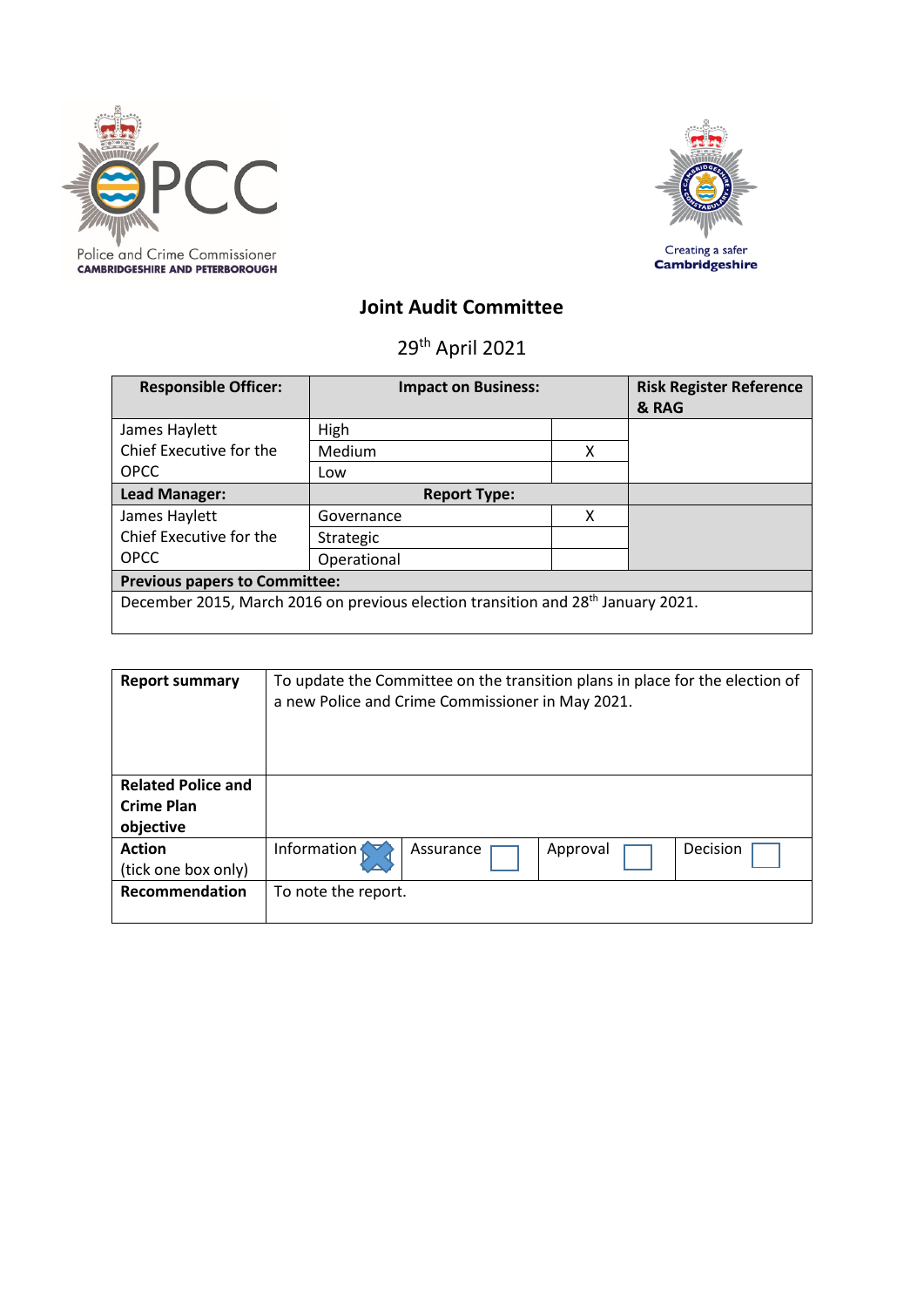Police and Crime Commissioner
CAMBRIDGESHIRE AND PETERBOROUGH

Creating a safer
Cambridgeshire

# Joint Audit Committee

29th April 2021

| Responsible Officer: | Impact on Business: | | Risk Register Reference & RAG |
|---|---|---|---|
| James Haylett<br>Chief Executive for the OPCC | High | | |
| | Medium | X | |
| | Low | | |
| **Lead Manager:** | **Report Type:** | | |
| James Haylett<br>Chief Executive for the OPCC | Governance | X | |
| | Strategic | | |
| | Operational | | |
| **Previous papers to Committee:** | | | |
| December 2015, March 2016 on previous election transition and 28th January 2021. | | | |

| | | | | |
|---|---|---|---|---|
| **Report summary** | To update the Committee on the transition plans in place for the election of a new Police and Crime Commissioner in May 2021. | | | |
| **Related Police and Crime Plan objective** | | | | |
| **Action** (tick one box only) | Information ☒ | Assurance ☐ | Approval ☐ | Decision ☐ |
| **Recommendation** | To note the report. | | | |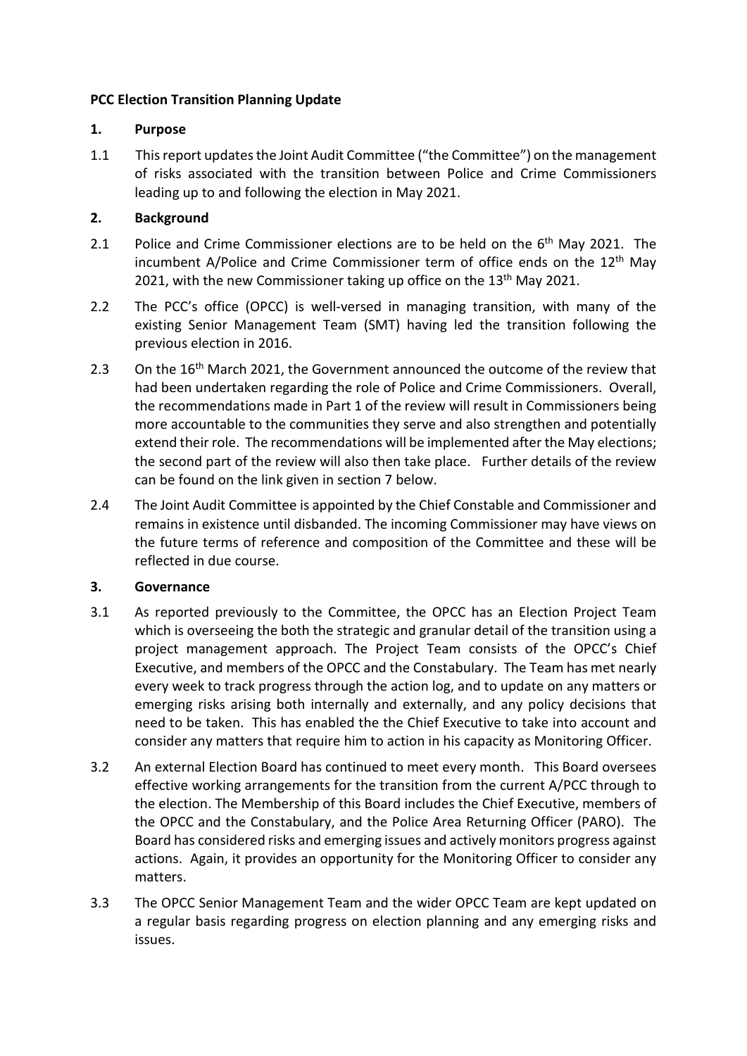**PCC Election Transition Planning Update**

**1. Purpose**

1.1 This report updates the Joint Audit Committee ("the Committee") on the management of risks associated with the transition between Police and Crime Commissioners leading up to and following the election in May 2021.

**2. Background**

2.1 Police and Crime Commissioner elections are to be held on the 6th May 2021. The incumbent A/Police and Crime Commissioner term of office ends on the 12th May 2021, with the new Commissioner taking up office on the 13th May 2021.

2.2 The PCC's office (OPCC) is well-versed in managing transition, with many of the existing Senior Management Team (SMT) having led the transition following the previous election in 2016.

2.3 On the 16th March 2021, the Government announced the outcome of the review that had been undertaken regarding the role of Police and Crime Commissioners. Overall, the recommendations made in Part 1 of the review will result in Commissioners being more accountable to the communities they serve and also strengthen and potentially extend their role. The recommendations will be implemented after the May elections; the second part of the review will also then take place. Further details of the review can be found on the link given in section 7 below.

2.4 The Joint Audit Committee is appointed by the Chief Constable and Commissioner and remains in existence until disbanded. The incoming Commissioner may have views on the future terms of reference and composition of the Committee and these will be reflected in due course.

**3. Governance**

3.1 As reported previously to the Committee, the OPCC has an Election Project Team which is overseeing the both the strategic and granular detail of the transition using a project management approach. The Project Team consists of the OPCC's Chief Executive, and members of the OPCC and the Constabulary. The Team has met nearly every week to track progress through the action log, and to update on any matters or emerging risks arising both internally and externally, and any policy decisions that need to be taken. This has enabled the the Chief Executive to take into account and consider any matters that require him to action in his capacity as Monitoring Officer.

3.2 An external Election Board has continued to meet every month. This Board oversees effective working arrangements for the transition from the current A/PCC through to the election. The Membership of this Board includes the Chief Executive, members of the OPCC and the Constabulary, and the Police Area Returning Officer (PARO). The Board has considered risks and emerging issues and actively monitors progress against actions. Again, it provides an opportunity for the Monitoring Officer to consider any matters.

3.3 The OPCC Senior Management Team and the wider OPCC Team are kept updated on a regular basis regarding progress on election planning and any emerging risks and issues.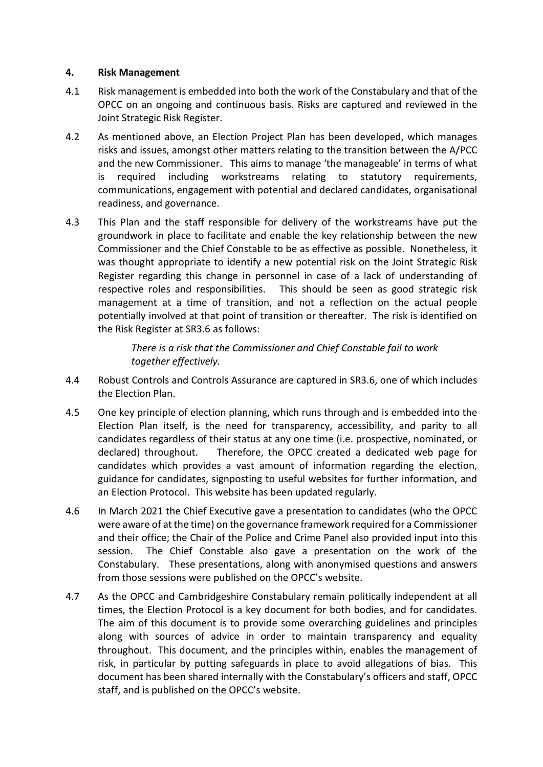## 4. Risk Management

4.1 Risk management is embedded into both the work of the Constabulary and that of the OPCC on an ongoing and continuous basis. Risks are captured and reviewed in the Joint Strategic Risk Register.

4.2 As mentioned above, an Election Project Plan has been developed, which manages risks and issues, amongst other matters relating to the transition between the A/PCC and the new Commissioner. This aims to manage 'the manageable' in terms of what is required including workstreams relating to statutory requirements, communications, engagement with potential and declared candidates, organisational readiness, and governance.

4.3 This Plan and the staff responsible for delivery of the workstreams have put the groundwork in place to facilitate and enable the key relationship between the new Commissioner and the Chief Constable to be as effective as possible. Nonetheless, it was thought appropriate to identify a new potential risk on the Joint Strategic Risk Register regarding this change in personnel in case of a lack of understanding of respective roles and responsibilities. This should be seen as good strategic risk management at a time of transition, and not a reflection on the actual people potentially involved at that point of transition or thereafter. The risk is identified on the Risk Register at SR3.6 as follows:

> *There is a risk that the Commissioner and Chief Constable fail to work together effectively.*

4.4 Robust Controls and Controls Assurance are captured in SR3.6, one of which includes the Election Plan.

4.5 One key principle of election planning, which runs through and is embedded into the Election Plan itself, is the need for transparency, accessibility, and parity to all candidates regardless of their status at any one time (i.e. prospective, nominated, or declared) throughout. Therefore, the OPCC created a dedicated web page for candidates which provides a vast amount of information regarding the election, guidance for candidates, signposting to useful websites for further information, and an Election Protocol. This website has been updated regularly.

4.6 In March 2021 the Chief Executive gave a presentation to candidates (who the OPCC were aware of at the time) on the governance framework required for a Commissioner and their office; the Chair of the Police and Crime Panel also provided input into this session. The Chief Constable also gave a presentation on the work of the Constabulary. These presentations, along with anonymised questions and answers from those sessions were published on the OPCC's website.

4.7 As the OPCC and Cambridgeshire Constabulary remain politically independent at all times, the Election Protocol is a key document for both bodies, and for candidates. The aim of this document is to provide some overarching guidelines and principles along with sources of advice in order to maintain transparency and equality throughout. This document, and the principles within, enables the management of risk, in particular by putting safeguards in place to avoid allegations of bias. This document has been shared internally with the Constabulary's officers and staff, OPCC staff, and is published on the OPCC's website.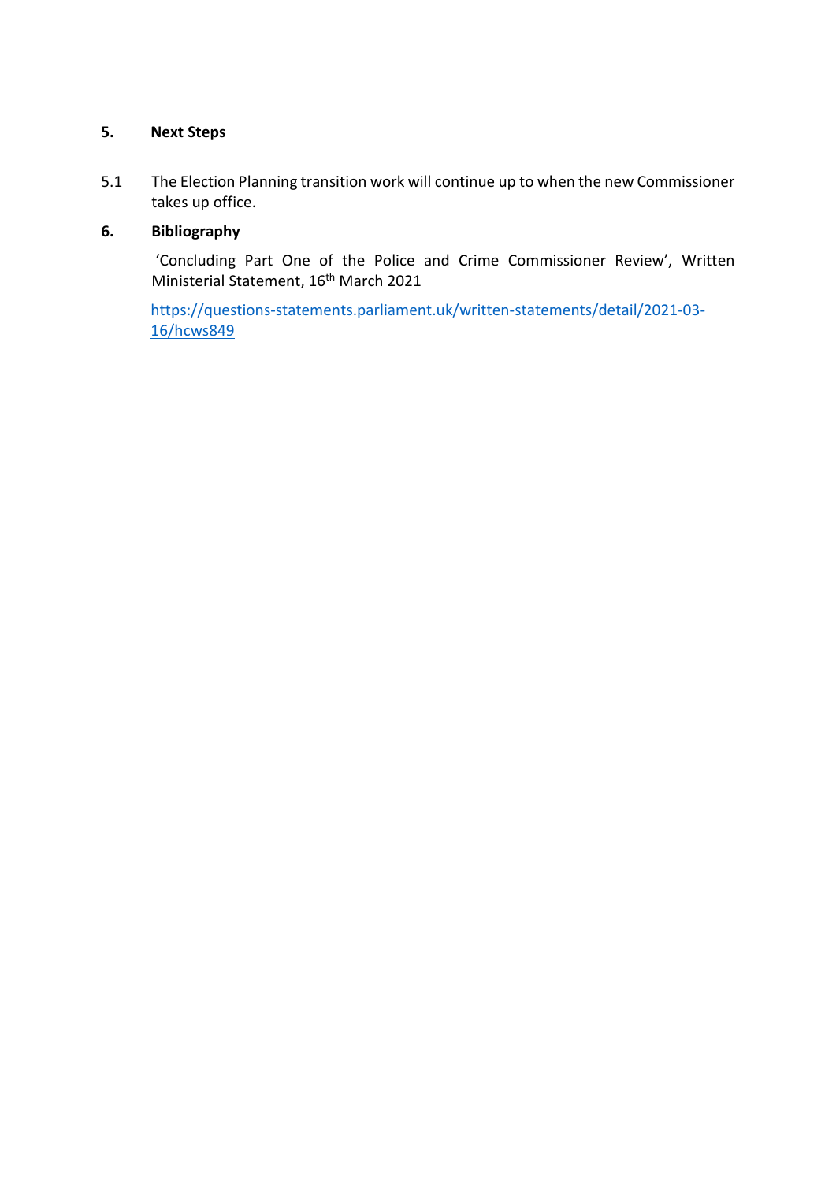## 5. Next Steps

5.1 The Election Planning transition work will continue up to when the new Commissioner takes up office.

## 6. Bibliography

'Concluding Part One of the Police and Crime Commissioner Review', Written Ministerial Statement, 16th March 2021

https://questions-statements.parliament.uk/written-statements/detail/2021-03-16/hcws849